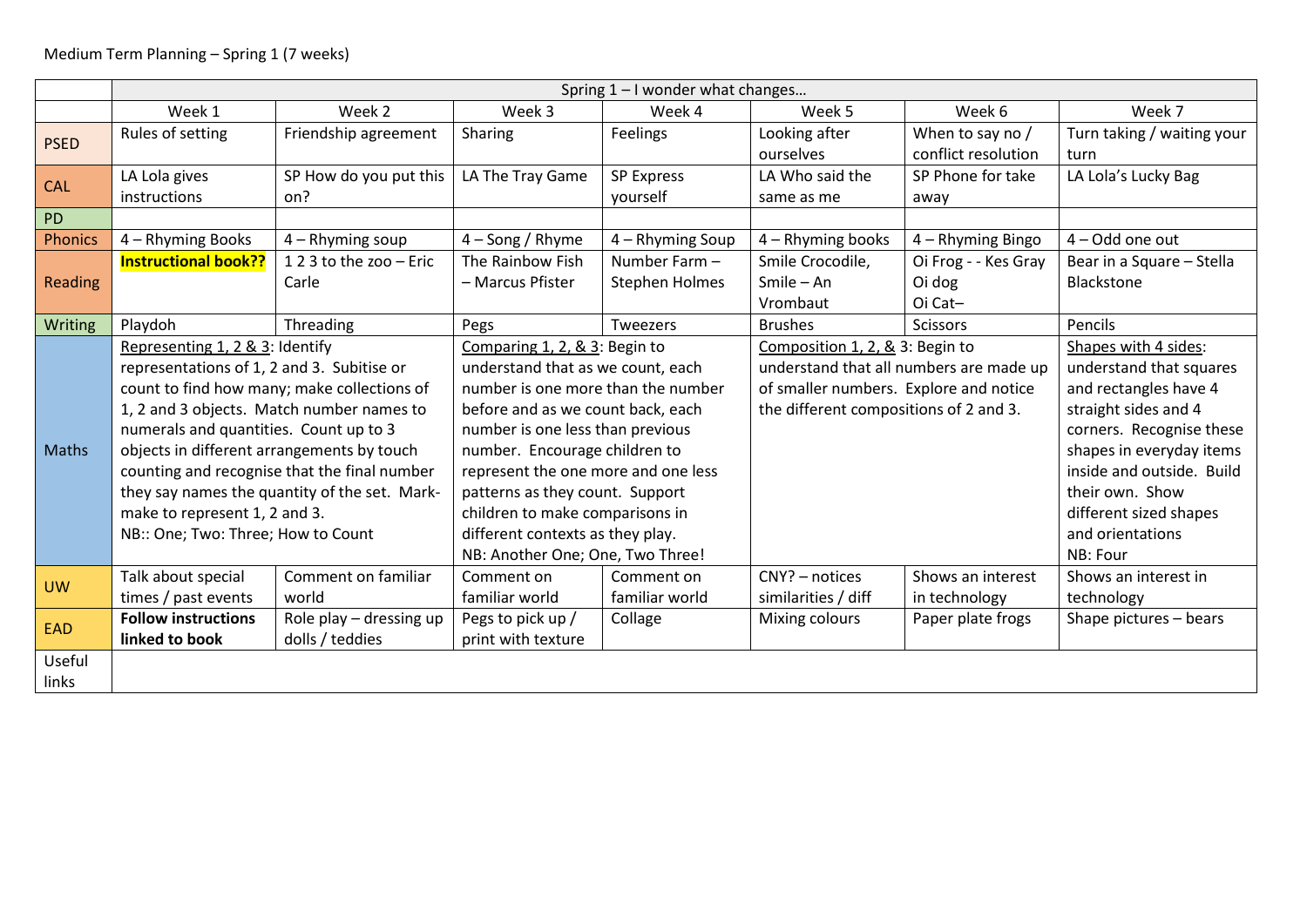Medium Term Planning – Spring 1 (7 weeks)

| | Spring 1 – I wonder what changes… | | | | | | |
|---|---|---|---|---|---|---|---|
| | Week 1 | Week 2 | Week 3 | Week 4 | Week 5 | Week 6 | Week 7 |
| PSED | Rules of setting | Friendship agreement | Sharing | Feelings | Looking after ourselves | When to say no / conflict resolution | Turn taking / waiting your turn |
| CAL | LA Lola gives instructions | SP How do you put this on? | LA The Tray Game | SP Express yourself | LA Who said the same as me | SP Phone for take away | LA Lola's Lucky Bag |
| PD | | | | | | | |
| Phonics | 4 – Rhyming Books | 4 – Rhyming soup | 4 – Song / Rhyme | 4 – Rhyming Soup | 4 – Rhyming books | 4 – Rhyming Bingo | 4 – Odd one out |
| Reading | **Instructional book??** | 1 2 3 to the zoo – Eric Carle | The Rainbow Fish – Marcus Pfister | Number Farm – Stephen Holmes | Smile Crocodile, Smile – An Vrombaut | Oi Frog - - Kes Gray Oi dog Oi Cat– | Bear in a Square – Stella Blackstone |
| Writing | Playdoh | Threading | Pegs | Tweezers | Brushes | Scissors | Pencils |
| Maths | Representing 1, 2 & 3: Identify representations of 1, 2 and 3. Subitise or count to find how many; make collections of 1, 2 and 3 objects. Match number names to numerals and quantities. Count up to 3 objects in different arrangements by touch counting and recognise that the final number they say names the quantity of the set. Mark-make to represent 1, 2 and 3. NB:: One; Two: Three; How to Count | | Comparing 1, 2, & 3: Begin to understand that as we count, each number is one more than the number before and as we count back, each number is one less than previous number. Encourage children to represent the one more and one less patterns as they count. Support children to make comparisons in different contexts as they play. NB: Another One; One, Two Three! | | Composition 1, 2, & 3: Begin to understand that all numbers are made up of smaller numbers. Explore and notice the different compositions of 2 and 3. | | Shapes with 4 sides: understand that squares and rectangles have 4 straight sides and 4 corners. Recognise these shapes in everyday items inside and outside. Build their own. Show different sized shapes and orientations NB: Four |
| UW | Talk about special times / past events | Comment on familiar world | Comment on familiar world | Comment on familiar world | CNY? – notices similarities / diff | Shows an interest in technology | Shows an interest in technology |
| EAD | **Follow instructions linked to book** | Role play – dressing up dolls / teddies | Pegs to pick up / print with texture | Collage | Mixing colours | Paper plate frogs | Shape pictures – bears |
| Useful links | | | | | | | |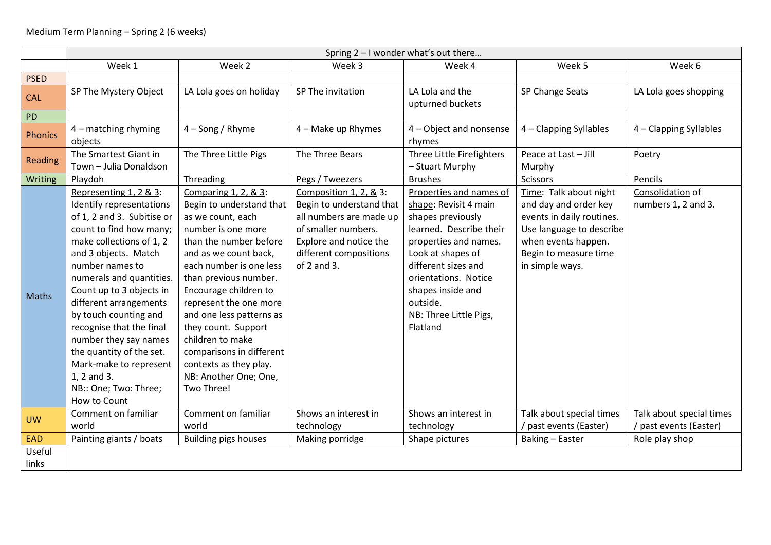Medium Term Planning – Spring 2 (6 weeks)

| | Spring 2 – I wonder what's out there… | | | | | |
|---|---|---|---|---|---|---|
| | Week 1 | Week 2 | Week 3 | Week 4 | Week 5 | Week 6 |
| PSED | | | | | | |
| CAL | SP The Mystery Object | LA Lola goes on holiday | SP The invitation | LA Lola and the upturned buckets | SP Change Seats | LA Lola goes shopping |
| PD | | | | | | |
| Phonics | 4 – matching rhyming objects | 4 – Song / Rhyme | 4 – Make up Rhymes | 4 – Object and nonsense rhymes | 4 – Clapping Syllables | 4 – Clapping Syllables |
| Reading | The Smartest Giant in Town – Julia Donaldson | The Three Little Pigs | The Three Bears | Three Little Firefighters – Stuart Murphy | Peace at Last – Jill Murphy | Poetry |
| Writing | Playdoh | Threading | Pegs / Tweezers | Brushes | Scissors | Pencils |
| Maths | Representing 1, 2 & 3: Identify representations of 1, 2 and 3. Subitise or count to find how many; make collections of 1, 2 and 3 objects. Match number names to numerals and quantities. Count up to 3 objects in different arrangements by touch counting and recognise that the final number they say names the quantity of the set. Mark-make to represent 1, 2 and 3. NB:: One; Two: Three; How to Count | Comparing 1, 2, & 3: Begin to understand that as we count, each number is one more than the number before and as we count back, each number is one less than previous number. Encourage children to represent the one more and one less patterns as they count. Support children to make comparisons in different contexts as they play. NB: Another One; One, Two Three! | Composition 1, 2, & 3: Begin to understand that all numbers are made up of smaller numbers. Explore and notice the different compositions of 2 and 3. | Properties and names of shape: Revisit 4 main shapes previously learned. Describe their properties and names. Look at shapes of different sizes and orientations. Notice shapes inside and outside. NB: Three Little Pigs, Flatland | Time: Talk about night and day and order key events in daily routines. Use language to describe when events happen. Begin to measure time in simple ways. | Consolidation of numbers 1, 2 and 3. |
| UW | Comment on familiar world | Comment on familiar world | Shows an interest in technology | Shows an interest in technology | Talk about special times / past events (Easter) | Talk about special times / past events (Easter) |
| EAD | Painting giants / boats | Building pigs houses | Making porridge | Shape pictures | Baking – Easter | Role play shop |
| Useful links | | | | | | |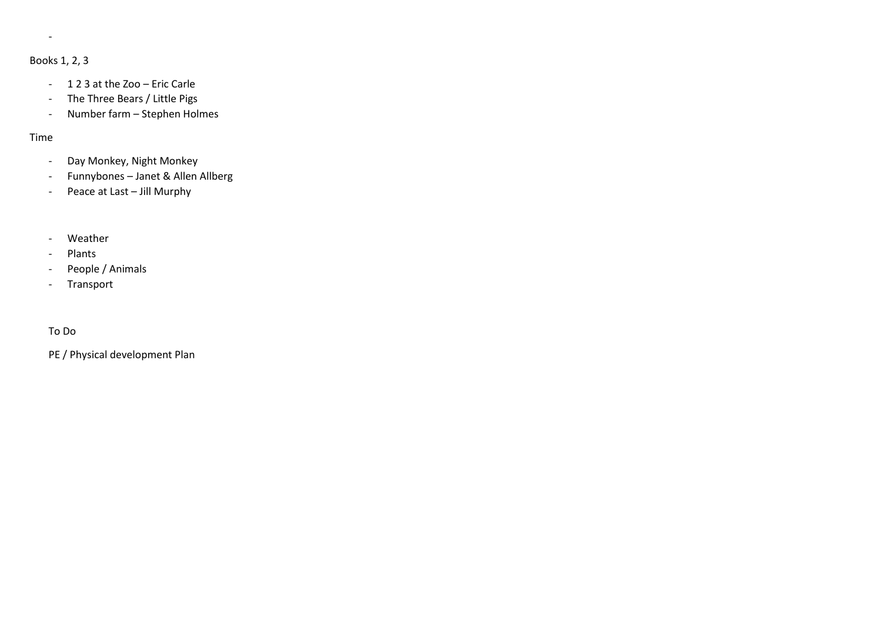-

Books 1, 2, 3

- 1 2 3 at the Zoo – Eric Carle
- The Three Bears / Little Pigs
- Number farm – Stephen Holmes

Time

- Day Monkey, Night Monkey
- Funnybones – Janet & Allen Allberg
- Peace at Last – Jill Murphy

- Weather
- Plants
- People / Animals
- Transport

To Do

PE / Physical development Plan